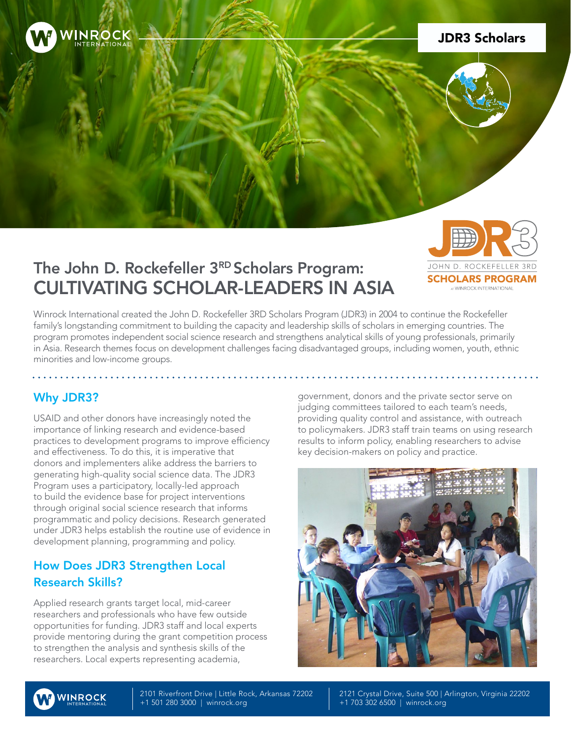JDR3 Scholars

# The John D. Rockefeller 3RD Scholars Program: CULTIVATING SCHOLAR-LEADERS IN ASIA

Winrock International created the John D. Rockefeller 3RD Scholars Program (JDR3) in 2004 to continue the Rockefeller family's longstanding commitment to building the capacity and leadership skills of scholars in emerging countries. The program promotes independent social science research and strengthens analytical skills of young professionals, primarily in Asia. Research themes focus on development challenges facing disadvantaged groups, including women, youth, ethnic minorities and low-income groups.

## Why JDR3?

USAID and other donors have increasingly noted the importance of linking research and evidence-based practices to development programs to improve efficiency and effectiveness. To do this, it is imperative that donors and implementers alike address the barriers to generating high-quality social science data. The JDR3 Program uses a participatory, locally-led approach to build the evidence base for project interventions through original social science research that informs programmatic and policy decisions. Research generated under JDR3 helps establish the routine use of evidence in development planning, programming and policy.

## How Does JDR3 Strengthen Local Research Skills?

Applied research grants target local, mid-career researchers and professionals who have few outside opportunities for funding. JDR3 staff and local experts provide mentoring during the grant competition process to strengthen the analysis and synthesis skills of the researchers. Local experts representing academia, government, donors and the private sector serve on judging committees tailored to each team's needs, providing quality control and assistance, with outreach to policymakers. JDR3 staff train teams on using research results to inform policy, enabling researchers to advise key decision-makers on policy and practice.

2101 Riverfront Drive | Little Rock, Arkansas 72202
+1 501 280 3000 | winrock.org

2121 Crystal Drive, Suite 500 | Arlington, Virginia 22202
+1 703 302 6500 | winrock.org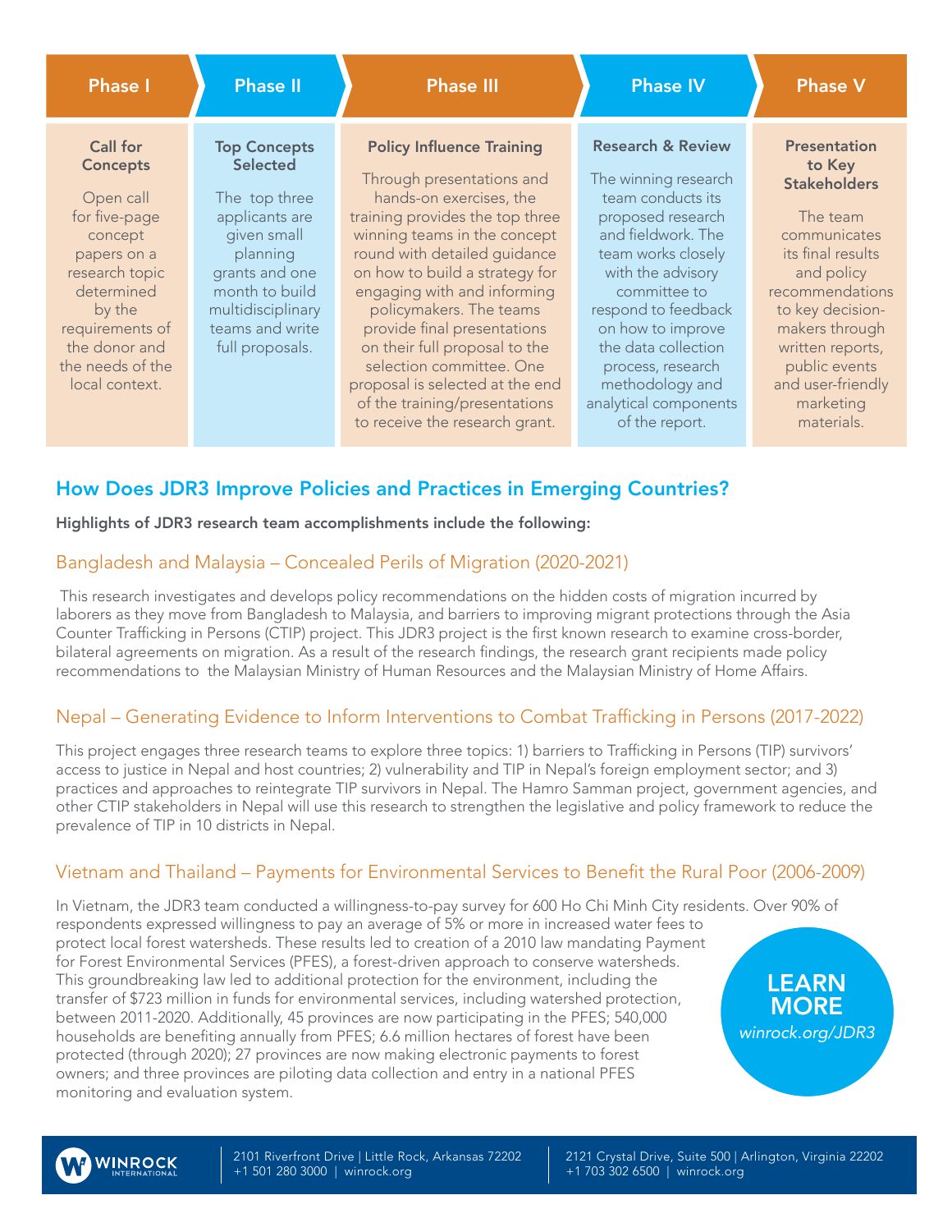| Phase I | Phase II | Phase III | Phase IV | Phase V |
| --- | --- | --- | --- | --- |
| **Call for Concepts** Open call for five-page concept papers on a research topic determined by the requirements of the donor and the needs of the local context. | **Top Concepts Selected** The top three applicants are given small planning grants and one month to build multidisciplinary teams and write full proposals. | **Policy Influence Training** Through presentations and hands-on exercises, the training provides the top three winning teams in the concept round with detailed guidance on how to build a strategy for engaging with and informing policymakers. The teams provide final presentations on their full proposal to the selection committee. One proposal is selected at the end of the training/presentations to receive the research grant. | **Research & Review** The winning research team conducts its proposed research and fieldwork. The team works closely with the advisory committee to respond to feedback on how to improve the data collection process, research methodology and analytical components of the report. | **Presentation to Key Stakeholders** The team communicates its final results and policy recommendations to key decision-makers through written reports, public events and user-friendly marketing materials. |

## How Does JDR3 Improve Policies and Practices in Emerging Countries?

**Highlights of JDR3 research team accomplishments include the following:**

### Bangladesh and Malaysia – Concealed Perils of Migration (2020-2021)

This research investigates and develops policy recommendations on the hidden costs of migration incurred by laborers as they move from Bangladesh to Malaysia, and barriers to improving migrant protections through the Asia Counter Trafficking in Persons (CTIP) project. This JDR3 project is the first known research to examine cross-border, bilateral agreements on migration. As a result of the research findings, the research grant recipients made policy recommendations to the Malaysian Ministry of Human Resources and the Malaysian Ministry of Home Affairs.

### Nepal – Generating Evidence to Inform Interventions to Combat Trafficking in Persons (2017-2022)

This project engages three research teams to explore three topics: 1) barriers to Trafficking in Persons (TIP) survivors' access to justice in Nepal and host countries; 2) vulnerability and TIP in Nepal's foreign employment sector; and 3) practices and approaches to reintegrate TIP survivors in Nepal. The Hamro Samman project, government agencies, and other CTIP stakeholders in Nepal will use this research to strengthen the legislative and policy framework to reduce the prevalence of TIP in 10 districts in Nepal.

### Vietnam and Thailand – Payments for Environmental Services to Benefit the Rural Poor (2006-2009)

In Vietnam, the JDR3 team conducted a willingness-to-pay survey for 600 Ho Chi Minh City residents. Over 90% of respondents expressed willingness to pay an average of 5% or more in increased water fees to protect local forest watersheds. These results led to creation of a 2010 law mandating Payment for Forest Environmental Services (PFES), a forest-driven approach to conserve watersheds. This groundbreaking law led to additional protection for the environment, including the transfer of $723 million in funds for environmental services, including watershed protection, between 2011-2020. Additionally, 45 provinces are now participating in the PFES; 540,000 households are benefiting annually from PFES; 6.6 million hectares of forest have been protected (through 2020); 27 provinces are now making electronic payments to forest owners; and three provinces are piloting data collection and entry in a national PFES monitoring and evaluation system.

**LEARN MORE**
*winrock.org/JDR3*

WINROCK INTERNATIONAL

2101 Riverfront Drive | Little Rock, Arkansas 72202
+1 501 280 3000 | winrock.org

2121 Crystal Drive, Suite 500 | Arlington, Virginia 22202
+1 703 302 6500 | winrock.org